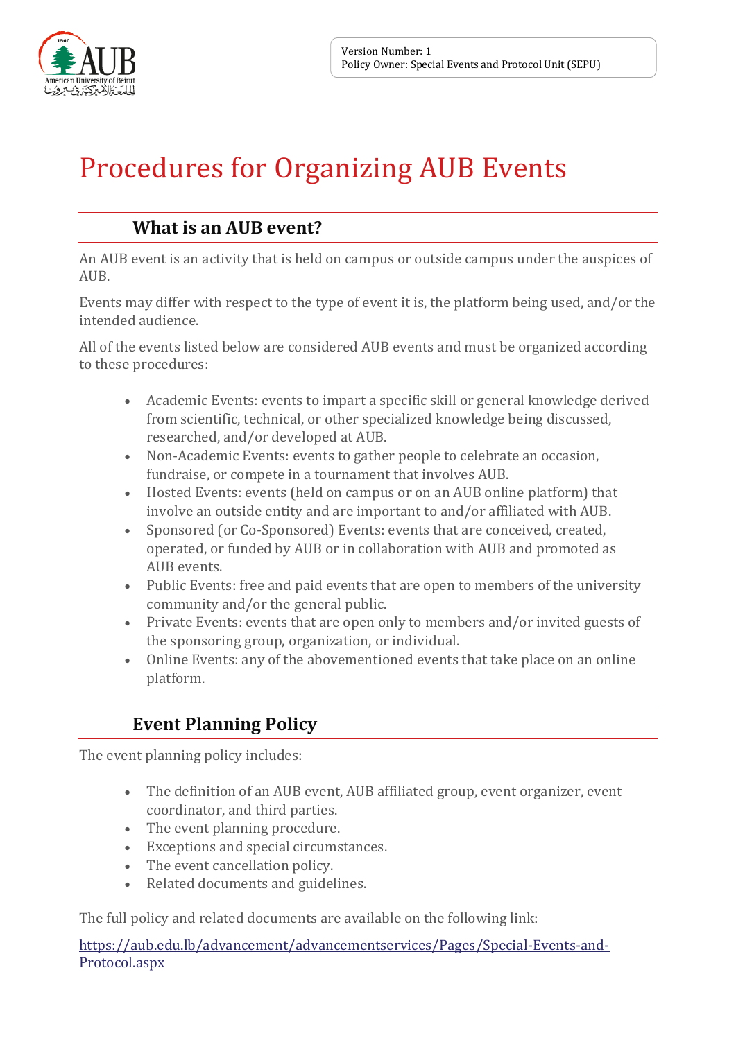Version Number: 1
Policy Owner: Special Events and Protocol Unit (SEPU)

# Procedures for Organizing AUB Events

## What is an AUB event?

An AUB event is an activity that is held on campus or outside campus under the auspices of AUB.

Events may differ with respect to the type of event it is, the platform being used, and/or the intended audience.

All of the events listed below are considered AUB events and must be organized according to these procedures:

- Academic Events: events to impart a specific skill or general knowledge derived from scientific, technical, or other specialized knowledge being discussed, researched, and/or developed at AUB.
- Non-Academic Events: events to gather people to celebrate an occasion, fundraise, or compete in a tournament that involves AUB.
- Hosted Events: events (held on campus or on an AUB online platform) that involve an outside entity and are important to and/or affiliated with AUB.
- Sponsored (or Co-Sponsored) Events: events that are conceived, created, operated, or funded by AUB or in collaboration with AUB and promoted as AUB events.
- Public Events: free and paid events that are open to members of the university community and/or the general public.
- Private Events: events that are open only to members and/or invited guests of the sponsoring group, organization, or individual.
- Online Events: any of the abovementioned events that take place on an online platform.

## Event Planning Policy

The event planning policy includes:

- The definition of an AUB event, AUB affiliated group, event organizer, event coordinator, and third parties.
- The event planning procedure.
- Exceptions and special circumstances.
- The event cancellation policy.
- Related documents and guidelines.

The full policy and related documents are available on the following link:

https://aub.edu.lb/advancement/advancementservices/Pages/Special-Events-and-Protocol.aspx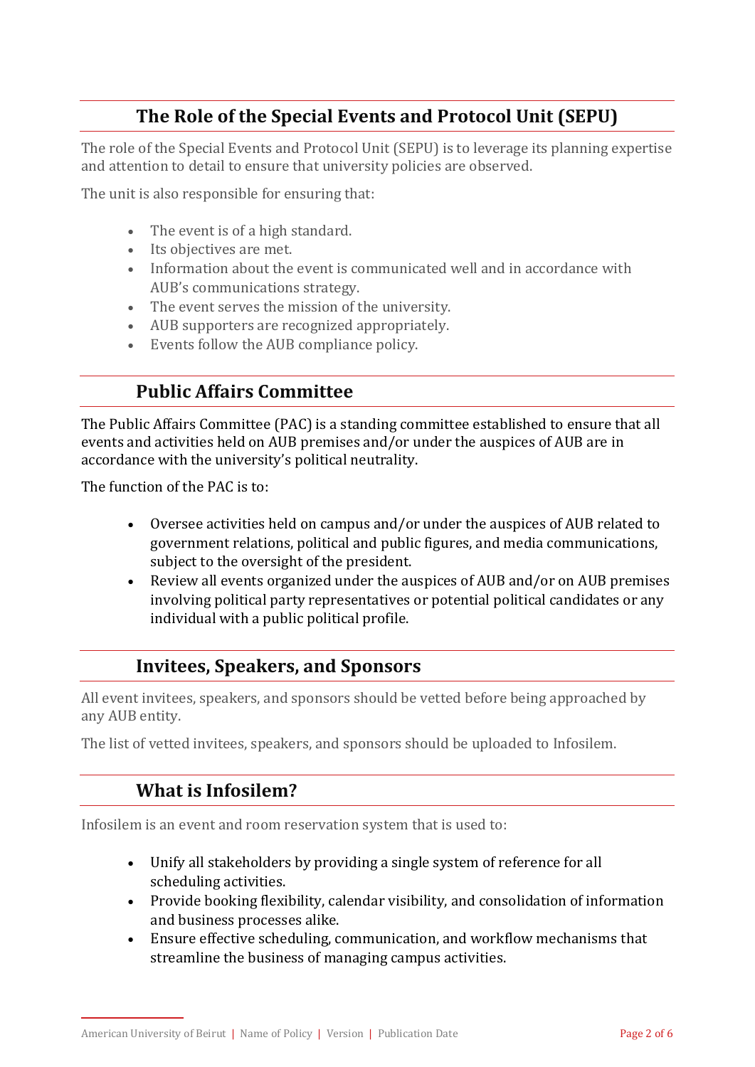## The Role of the Special Events and Protocol Unit (SEPU)

The role of the Special Events and Protocol Unit (SEPU) is to leverage its planning expertise and attention to detail to ensure that university policies are observed.

The unit is also responsible for ensuring that:

- The event is of a high standard.
- Its objectives are met.
- Information about the event is communicated well and in accordance with AUB's communications strategy.
- The event serves the mission of the university.
- AUB supporters are recognized appropriately.
- Events follow the AUB compliance policy.

## Public Affairs Committee

The Public Affairs Committee (PAC) is a standing committee established to ensure that all events and activities held on AUB premises and/or under the auspices of AUB are in accordance with the university's political neutrality.

The function of the PAC is to:

- Oversee activities held on campus and/or under the auspices of AUB related to government relations, political and public figures, and media communications, subject to the oversight of the president.
- Review all events organized under the auspices of AUB and/or on AUB premises involving political party representatives or potential political candidates or any individual with a public political profile.

## Invitees, Speakers, and Sponsors

All event invitees, speakers, and sponsors should be vetted before being approached by any AUB entity.

The list of vetted invitees, speakers, and sponsors should be uploaded to Infosilem.

## What is Infosilem?

Infosilem is an event and room reservation system that is used to:

- Unify all stakeholders by providing a single system of reference for all scheduling activities.
- Provide booking flexibility, calendar visibility, and consolidation of information and business processes alike.
- Ensure effective scheduling, communication, and workflow mechanisms that streamline the business of managing campus activities.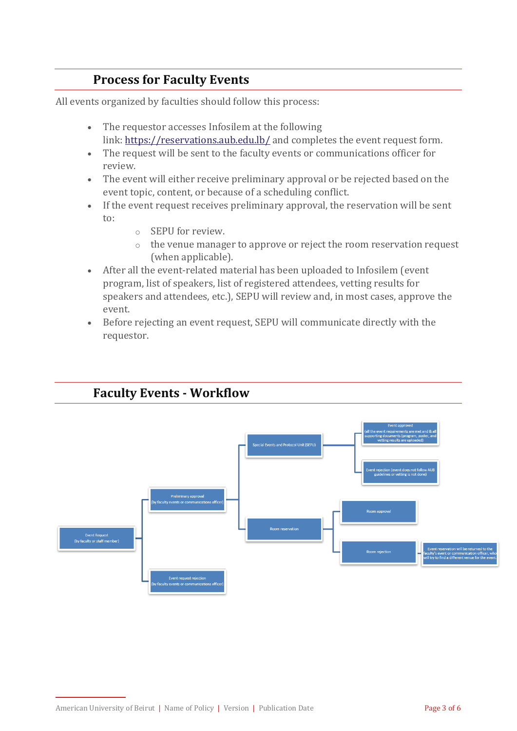## Process for Faculty Events

All events organized by faculties should follow this process:

- The requestor accesses Infosilem at the following link: [https://reservations.aub.edu.lb/](https://reservations.aub.edu.lb/) and completes the event request form.
- The request will be sent to the faculty events or communications officer for review.
- The event will either receive preliminary approval or be rejected based on the event topic, content, or because of a scheduling conflict.
- If the event request receives preliminary approval, the reservation will be sent to:
  - SEPU for review.
  - the venue manager to approve or reject the room reservation request (when applicable).
- After all the event-related material has been uploaded to Infosilem (event program, list of speakers, list of registered attendees, vetting results for speakers and attendees, etc.), SEPU will review and, in most cases, approve the event.
- Before rejecting an event request, SEPU will communicate directly with the requestor.

## Faculty Events - Workflow

- Event Request (by faculty or staff member)
  - Preliminary approval (by faculty events or communications officer)
    - Special Events and Protocol Unit (SEPU)
      - Event approved (all the event requirements are met and & all supporting documents (program, poster, and vetting results are uploaded)
      - Event rejection (event does not follow AUB guidelines or vetting is not done)
    - Room reservation
      - Room approval
      - Room rejection
        - Event reservation will be returned to the faculty's event or communication officer, who will try to find a different venue for the event.
  - Event request rejection (by faculty events or communications officer)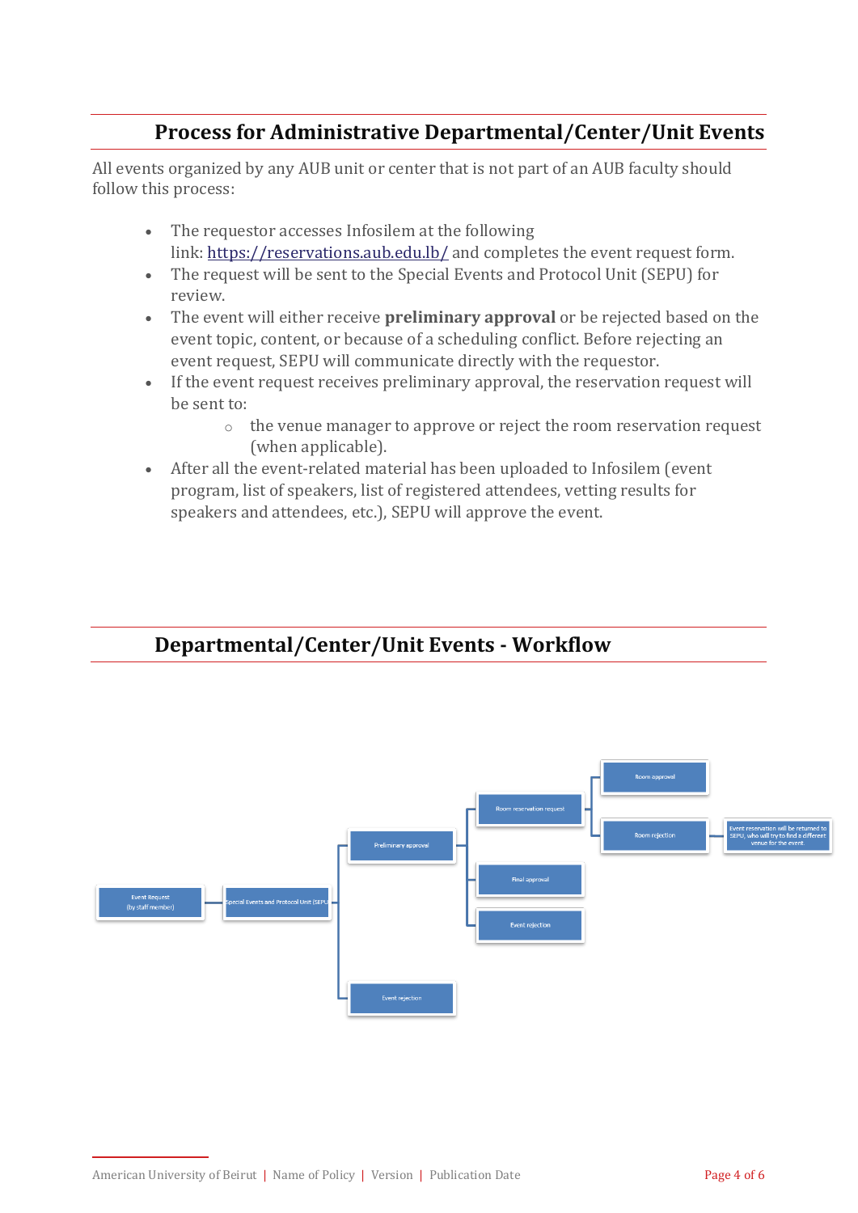## Process for Administrative Departmental/Center/Unit Events

All events organized by any AUB unit or center that is not part of an AUB faculty should follow this process:

- The requestor accesses Infosilem at the following link: https://reservations.aub.edu.lb/ and completes the event request form.
- The request will be sent to the Special Events and Protocol Unit (SEPU) for review.
- The event will either receive **preliminary approval** or be rejected based on the event topic, content, or because of a scheduling conflict. Before rejecting an event request, SEPU will communicate directly with the requestor.
- If the event request receives preliminary approval, the reservation request will be sent to:
  - the venue manager to approve or reject the room reservation request (when applicable).
- After all the event-related material has been uploaded to Infosilem (event program, list of speakers, list of registered attendees, vetting results for speakers and attendees, etc.), SEPU will approve the event.

## Departmental/Center/Unit Events - Workflow

- Event Request (by staff member)
  - Special Events and Protocol Unit (SEPU)
    - Preliminary approval
      - Room reservation request
        - Room approval
        - Room rejection
          - Event reservation will be returned to SEPU, who will try to find a different venue for the event
      - Final approval
      - Event rejection
    - Event rejection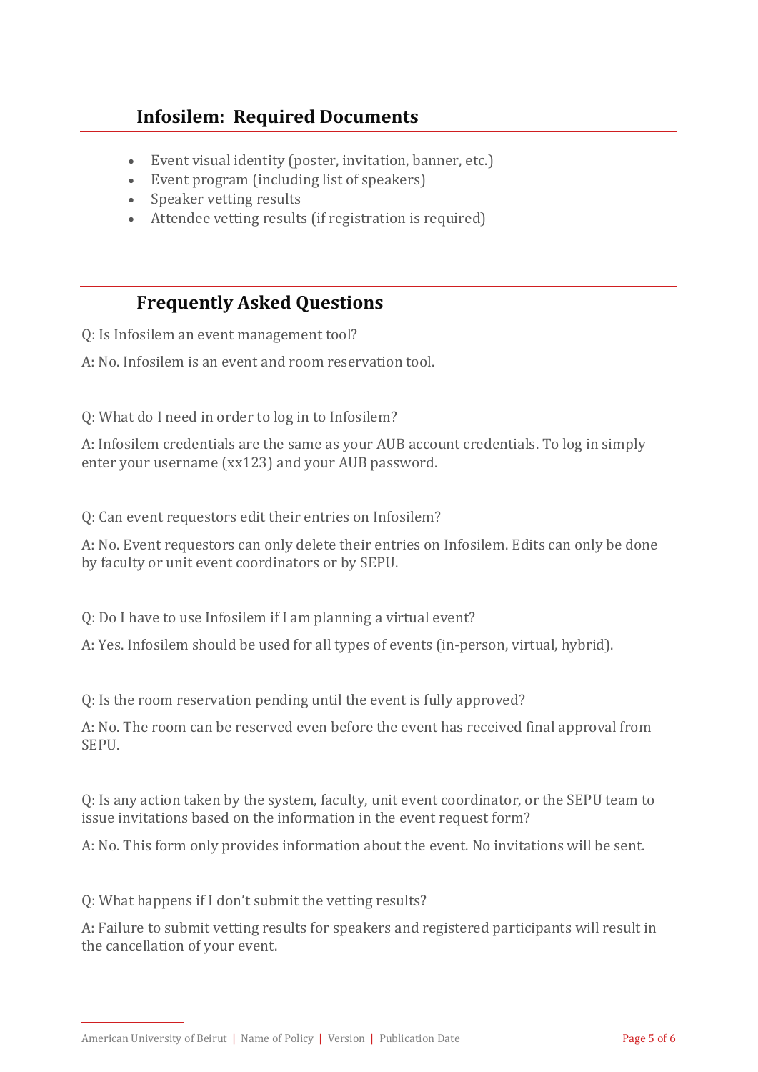## Infosilem: Required Documents

- Event visual identity (poster, invitation, banner, etc.)
- Event program (including list of speakers)
- Speaker vetting results
- Attendee vetting results (if registration is required)

## Frequently Asked Questions

Q: Is Infosilem an event management tool?

A: No. Infosilem is an event and room reservation tool.

Q: What do I need in order to log in to Infosilem?

A: Infosilem credentials are the same as your AUB account credentials. To log in simply enter your username (xx123) and your AUB password.

Q: Can event requestors edit their entries on Infosilem?

A: No. Event requestors can only delete their entries on Infosilem. Edits can only be done by faculty or unit event coordinators or by SEPU.

Q: Do I have to use Infosilem if I am planning a virtual event?

A: Yes. Infosilem should be used for all types of events (in-person, virtual, hybrid).

Q: Is the room reservation pending until the event is fully approved?

A: No. The room can be reserved even before the event has received final approval from SEPU.

Q: Is any action taken by the system, faculty, unit event coordinator, or the SEPU team to issue invitations based on the information in the event request form?

A: No. This form only provides information about the event. No invitations will be sent.

Q: What happens if I don't submit the vetting results?

A: Failure to submit vetting results for speakers and registered participants will result in the cancellation of your event.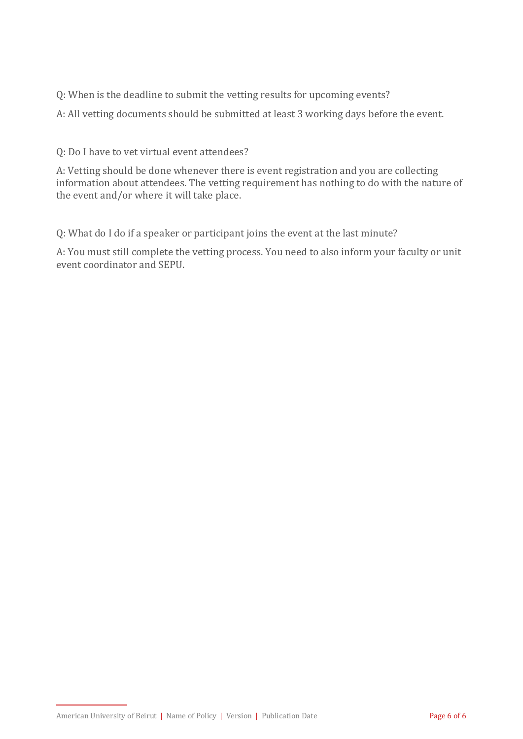Q: When is the deadline to submit the vetting results for upcoming events?

A: All vetting documents should be submitted at least 3 working days before the event.

Q: Do I have to vet virtual event attendees?

A: Vetting should be done whenever there is event registration and you are collecting information about attendees. The vetting requirement has nothing to do with the nature of the event and/or where it will take place.

Q: What do I do if a speaker or participant joins the event at the last minute?

A: You must still complete the vetting process. You need to also inform your faculty or unit event coordinator and SEPU.